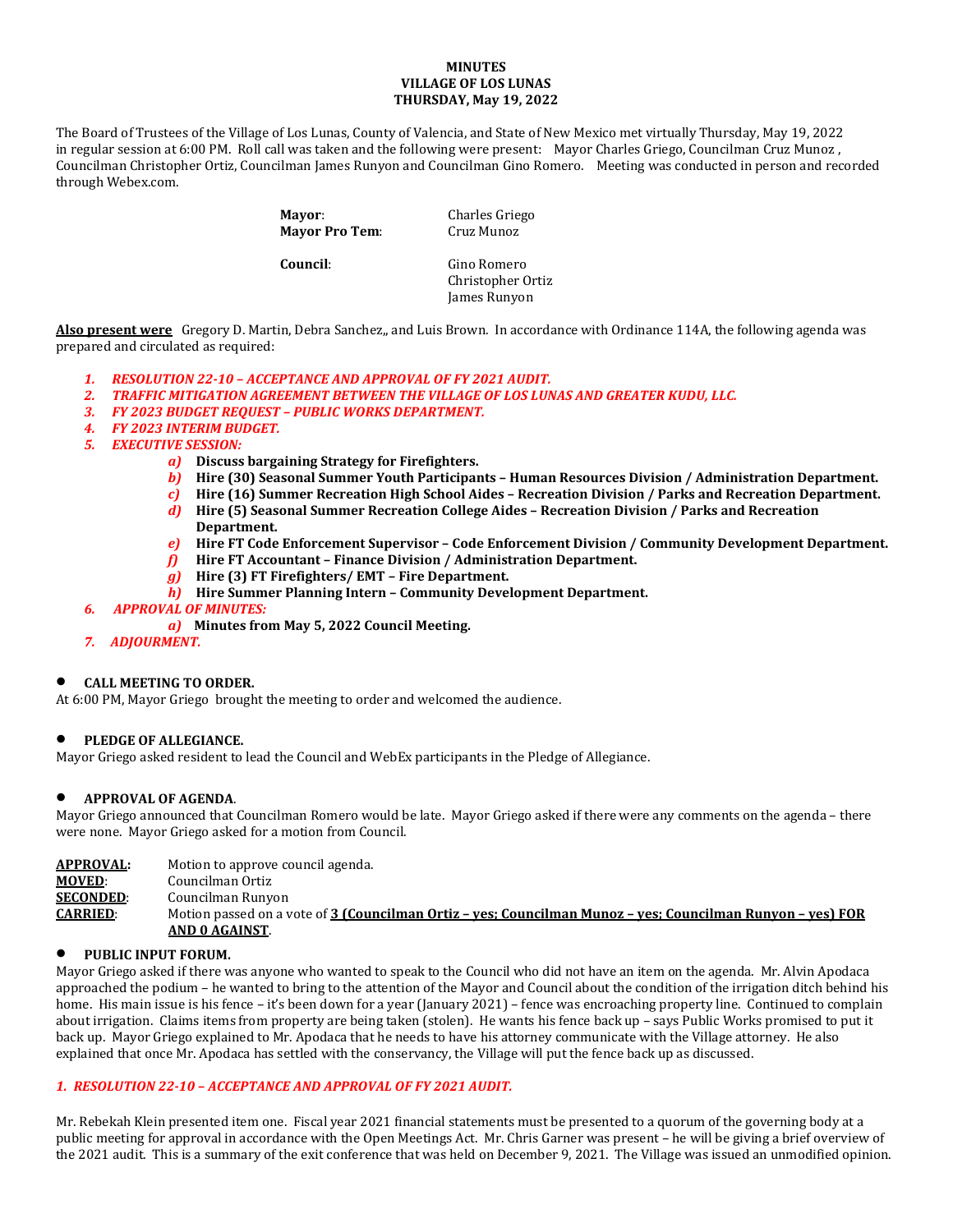# MINUTES
# VILLAGE OF LOS LUNAS
# THURSDAY, May 19, 2022

The Board of Trustees of the Village of Los Lunas, County of Valencia, and State of New Mexico met virtually Thursday, May 19, 2022 in regular session at 6:00 PM. Roll call was taken and the following were present: Mayor Charles Griego, Councilman Cruz Munoz , Councilman Christopher Ortiz, Councilman James Runyon and Councilman Gino Romero. Meeting was conducted in person and recorded through Webex.com.

**Mayor**: Charles Griego
**Mayor Pro Tem**: Cruz Munoz

**Council**: Gino Romero
Christopher Ortiz
James Runyon

**Also present were** Gregory D. Martin, Debra Sanchez,, and Luis Brown. In accordance with Ordinance 114A, the following agenda was prepared and circulated as required:

1. ***RESOLUTION 22-10 – ACCEPTANCE AND APPROVAL OF FY 2021 AUDIT.***
2. ***TRAFFIC MITIGATION AGREEMENT BETWEEN THE VILLAGE OF LOS LUNAS AND GREATER KUDU, LLC.***
3. ***FY 2023 BUDGET REQUEST – PUBLIC WORKS DEPARTMENT.***
4. ***FY 2023 INTERIM BUDGET.***
5. ***EXECUTIVE SESSION:***
   - *a)* **Discuss bargaining Strategy for Firefighters.**
   - *b)* **Hire (30) Seasonal Summer Youth Participants – Human Resources Division / Administration Department.**
   - *c)* **Hire (16) Summer Recreation High School Aides – Recreation Division / Parks and Recreation Department.**
   - *d)* **Hire (5) Seasonal Summer Recreation College Aides – Recreation Division / Parks and Recreation Department.**
   - *e)* **Hire FT Code Enforcement Supervisor – Code Enforcement Division / Community Development Department.**
   - *f)* **Hire FT Accountant – Finance Division / Administration Department.**
   - *g)* **Hire (3) FT Firefighters/ EMT – Fire Department.**
   - *h)* **Hire Summer Planning Intern – Community Development Department.**
6. ***APPROVAL OF MINUTES:***
   - *a)* **Minutes from May 5, 2022 Council Meeting.**
7. ***ADJOURMENT.***

- **CALL MEETING TO ORDER.**

At 6:00 PM, Mayor Griego brought the meeting to order and welcomed the audience.

- **PLEDGE OF ALLEGIANCE.**

Mayor Griego asked resident to lead the Council and WebEx participants in the Pledge of Allegiance.

- **APPROVAL OF AGENDA**.

Mayor Griego announced that Councilman Romero would be late. Mayor Griego asked if there were any comments on the agenda – there were none. Mayor Griego asked for a motion from Council.

**APPROVAL:** Motion to approve council agenda.
**MOVED**: Councilman Ortiz
**SECONDED**: Councilman Runyon
**CARRIED**: Motion passed on a vote of **3 (Councilman Ortiz – yes; Councilman Munoz – yes; Councilman Runyon – yes) FOR AND 0 AGAINST**.

- **PUBLIC INPUT FORUM.**

Mayor Griego asked if there was anyone who wanted to speak to the Council who did not have an item on the agenda. Mr. Alvin Apodaca approached the podium – he wanted to bring to the attention of the Mayor and Council about the condition of the irrigation ditch behind his home. His main issue is his fence – it's been down for a year (January 2021) – fence was encroaching property line. Continued to complain about irrigation. Claims items from property are being taken (stolen). He wants his fence back up – says Public Works promised to put it back up. Mayor Griego explained to Mr. Apodaca that he needs to have his attorney communicate with the Village attorney. He also explained that once Mr. Apodaca has settled with the conservancy, the Village will put the fence back up as discussed.

## *1. RESOLUTION 22-10 – ACCEPTANCE AND APPROVAL OF FY 2021 AUDIT.*

Mr. Rebekah Klein presented item one. Fiscal year 2021 financial statements must be presented to a quorum of the governing body at a public meeting for approval in accordance with the Open Meetings Act. Mr. Chris Garner was present – he will be giving a brief overview of the 2021 audit. This is a summary of the exit conference that was held on December 9, 2021. The Village was issued an unmodified opinion.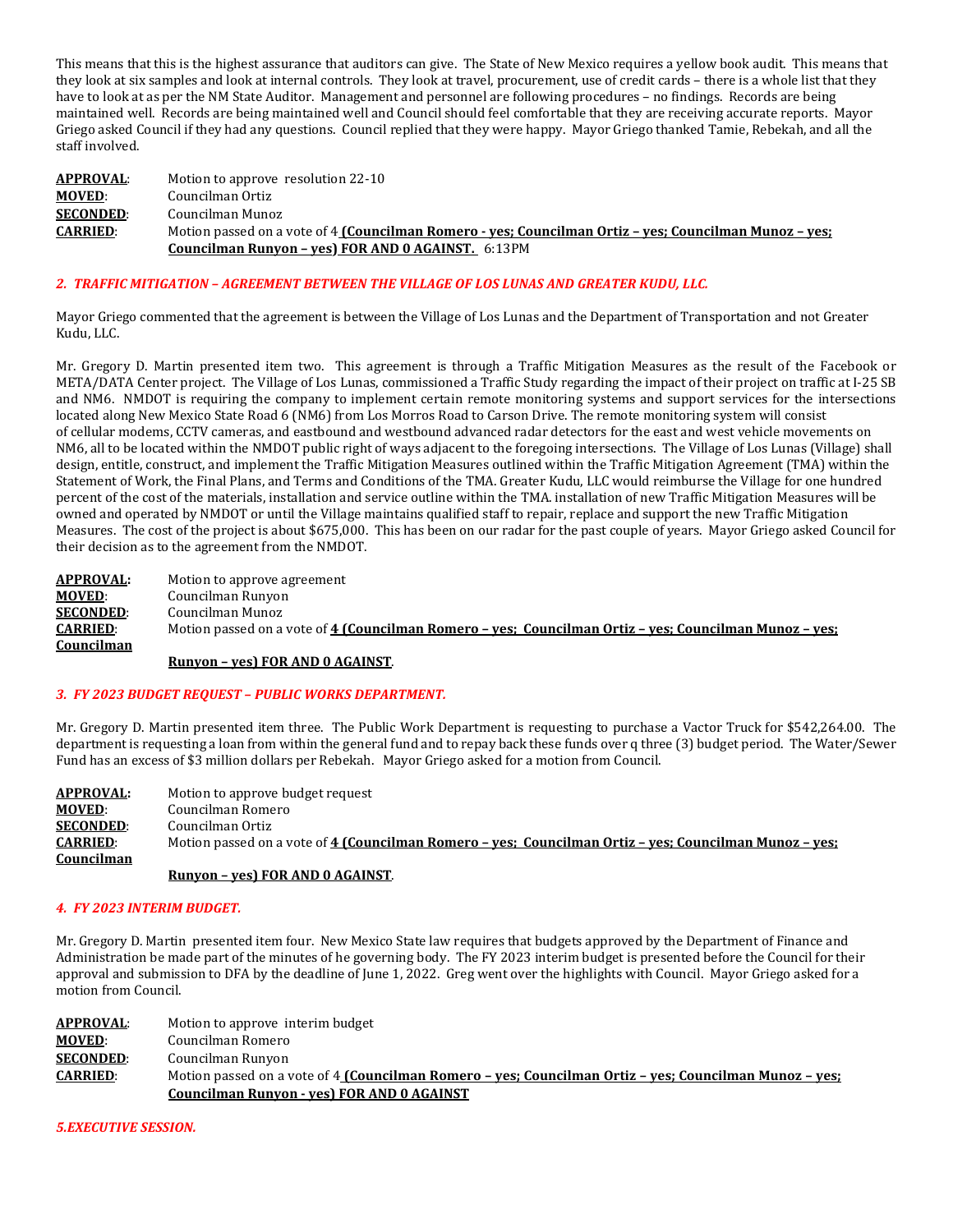This means that this is the highest assurance that auditors can give. The State of New Mexico requires a yellow book audit. This means that they look at six samples and look at internal controls. They look at travel, procurement, use of credit cards – there is a whole list that they have to look at as per the NM State Auditor. Management and personnel are following procedures – no findings. Records are being maintained well. Records are being maintained well and Council should feel comfortable that they are receiving accurate reports. Mayor Griego asked Council if they had any questions. Council replied that they were happy. Mayor Griego thanked Tamie, Rebekah, and all the staff involved.

**APPROVAL**: Motion to approve resolution 22-10
**MOVED**: Councilman Ortiz
**SECONDED**: Councilman Munoz
**CARRIED**: Motion passed on a vote of 4 **(Councilman Romero - yes; Councilman Ortiz – yes; Councilman Munoz – yes; Councilman Runyon – yes) FOR AND 0 AGAINST.** 6:13PM

***2. TRAFFIC MITIGATION – AGREEMENT BETWEEN THE VILLAGE OF LOS LUNAS AND GREATER KUDU, LLC.***

Mayor Griego commented that the agreement is between the Village of Los Lunas and the Department of Transportation and not Greater Kudu, LLC.

Mr. Gregory D. Martin presented item two. This agreement is through a Traffic Mitigation Measures as the result of the Facebook or META/DATA Center project. The Village of Los Lunas, commissioned a Traffic Study regarding the impact of their project on traffic at I-25 SB and NM6. NMDOT is requiring the company to implement certain remote monitoring systems and support services for the intersections located along New Mexico State Road 6 (NM6) from Los Morros Road to Carson Drive. The remote monitoring system will consist of cellular modems, CCTV cameras, and eastbound and westbound advanced radar detectors for the east and west vehicle movements on NM6, all to be located within the NMDOT public right of ways adjacent to the foregoing intersections. The Village of Los Lunas (Village) shall design, entitle, construct, and implement the Traffic Mitigation Measures outlined within the Traffic Mitigation Agreement (TMA) within the Statement of Work, the Final Plans, and Terms and Conditions of the TMA. Greater Kudu, LLC would reimburse the Village for one hundred percent of the cost of the materials, installation and service outline within the TMA. installation of new Traffic Mitigation Measures will be owned and operated by NMDOT or until the Village maintains qualified staff to repair, replace and support the new Traffic Mitigation Measures. The cost of the project is about $675,000. This has been on our radar for the past couple of years. Mayor Griego asked Council for their decision as to the agreement from the NMDOT.

**APPROVAL:** Motion to approve agreement
**MOVED**: Councilman Runyon
**SECONDED**: Councilman Munoz
**CARRIED**: Motion passed on a vote of **4 (Councilman Romero – yes; Councilman Ortiz – yes; Councilman Munoz – yes; Councilman Runyon – yes) FOR AND 0 AGAINST**.

***3. FY 2023 BUDGET REQUEST – PUBLIC WORKS DEPARTMENT.***

Mr. Gregory D. Martin presented item three. The Public Work Department is requesting to purchase a Vactor Truck for $542,264.00. The department is requesting a loan from within the general fund and to repay back these funds over q three (3) budget period. The Water/Sewer Fund has an excess of $3 million dollars per Rebekah. Mayor Griego asked for a motion from Council.

**APPROVAL:** Motion to approve budget request
**MOVED**: Councilman Romero
**SECONDED**: Councilman Ortiz
**CARRIED**: Motion passed on a vote of **4 (Councilman Romero – yes; Councilman Ortiz – yes; Councilman Munoz – yes; Councilman Runyon – yes) FOR AND 0 AGAINST**.

***4. FY 2023 INTERIM BUDGET.***

Mr. Gregory D. Martin presented item four. New Mexico State law requires that budgets approved by the Department of Finance and Administration be made part of the minutes of he governing body. The FY 2023 interim budget is presented before the Council for their approval and submission to DFA by the deadline of June 1, 2022. Greg went over the highlights with Council. Mayor Griego asked for a motion from Council.

**APPROVAL**: Motion to approve interim budget
**MOVED**: Councilman Romero
**SECONDED**: Councilman Runyon
**CARRIED**: Motion passed on a vote of 4 **(Councilman Romero – yes; Councilman Ortiz – yes; Councilman Munoz – yes; Councilman Runyon - yes) FOR AND 0 AGAINST**

***5.EXECUTIVE SESSION.***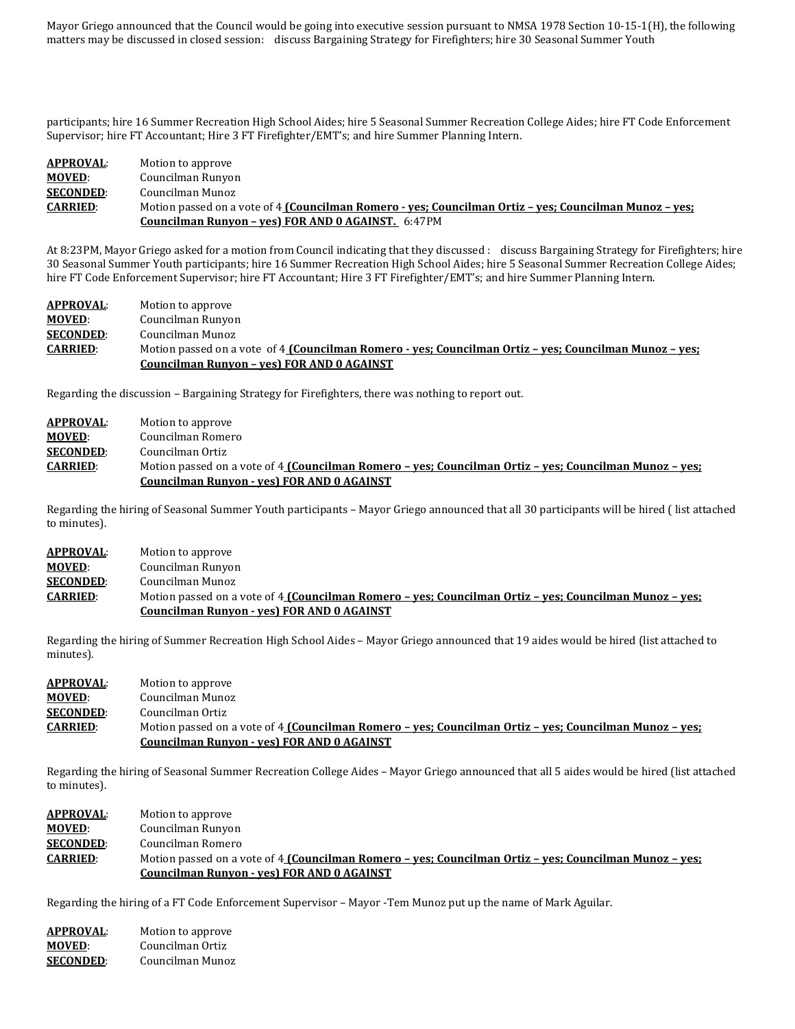Mayor Griego announced that the Council would be going into executive session pursuant to NMSA 1978 Section 10-15-1(H), the following matters may be discussed in closed session: discuss Bargaining Strategy for Firefighters; hire 30 Seasonal Summer Youth participants; hire 16 Summer Recreation High School Aides; hire 5 Seasonal Summer Recreation College Aides; hire FT Code Enforcement Supervisor; hire FT Accountant; Hire 3 FT Firefighter/EMT's; and hire Summer Planning Intern.

**APPROVAL**: Motion to approve
**MOVED**: Councilman Runyon
**SECONDED**: Councilman Munoz
**CARRIED**: Motion passed on a vote of 4 **(Councilman Romero - yes; Councilman Ortiz – yes; Councilman Munoz – yes; Councilman Runyon – yes) FOR AND 0 AGAINST.** 6:47PM

At 8:23PM, Mayor Griego asked for a motion from Council indicating that they discussed : discuss Bargaining Strategy for Firefighters; hire 30 Seasonal Summer Youth participants; hire 16 Summer Recreation High School Aides; hire 5 Seasonal Summer Recreation College Aides; hire FT Code Enforcement Supervisor; hire FT Accountant; Hire 3 FT Firefighter/EMT's; and hire Summer Planning Intern.

**APPROVAL**: Motion to approve
**MOVED**: Councilman Runyon
**SECONDED**: Councilman Munoz
**CARRIED**: Motion passed on a vote of 4 **(Councilman Romero - yes; Councilman Ortiz – yes; Councilman Munoz – yes; Councilman Runyon – yes) FOR AND 0 AGAINST**

Regarding the discussion – Bargaining Strategy for Firefighters, there was nothing to report out.

**APPROVAL**: Motion to approve
**MOVED**: Councilman Romero
**SECONDED**: Councilman Ortiz
**CARRIED**: Motion passed on a vote of 4 **(Councilman Romero – yes; Councilman Ortiz – yes; Councilman Munoz – yes; Councilman Runyon - yes) FOR AND 0 AGAINST**

Regarding the hiring of Seasonal Summer Youth participants – Mayor Griego announced that all 30 participants will be hired ( list attached to minutes).

**APPROVAL**: Motion to approve
**MOVED**: Councilman Runyon
**SECONDED**: Councilman Munoz
**CARRIED**: Motion passed on a vote of 4 **(Councilman Romero – yes; Councilman Ortiz – yes; Councilman Munoz – yes; Councilman Runyon - yes) FOR AND 0 AGAINST**

Regarding the hiring of Summer Recreation High School Aides – Mayor Griego announced that 19 aides would be hired (list attached to minutes).

**APPROVAL**: Motion to approve
**MOVED**: Councilman Munoz
**SECONDED**: Councilman Ortiz
**CARRIED**: Motion passed on a vote of 4 **(Councilman Romero – yes; Councilman Ortiz – yes; Councilman Munoz – yes; Councilman Runyon - yes) FOR AND 0 AGAINST**

Regarding the hiring of Seasonal Summer Recreation College Aides – Mayor Griego announced that all 5 aides would be hired (list attached to minutes).

**APPROVAL**: Motion to approve
**MOVED**: Councilman Runyon
**SECONDED**: Councilman Romero
**CARRIED**: Motion passed on a vote of 4 **(Councilman Romero – yes; Councilman Ortiz – yes; Councilman Munoz – yes; Councilman Runyon - yes) FOR AND 0 AGAINST**

Regarding the hiring of a FT Code Enforcement Supervisor – Mayor -Tem Munoz put up the name of Mark Aguilar.

**APPROVAL**: Motion to approve
**MOVED**: Councilman Ortiz
**SECONDED**: Councilman Munoz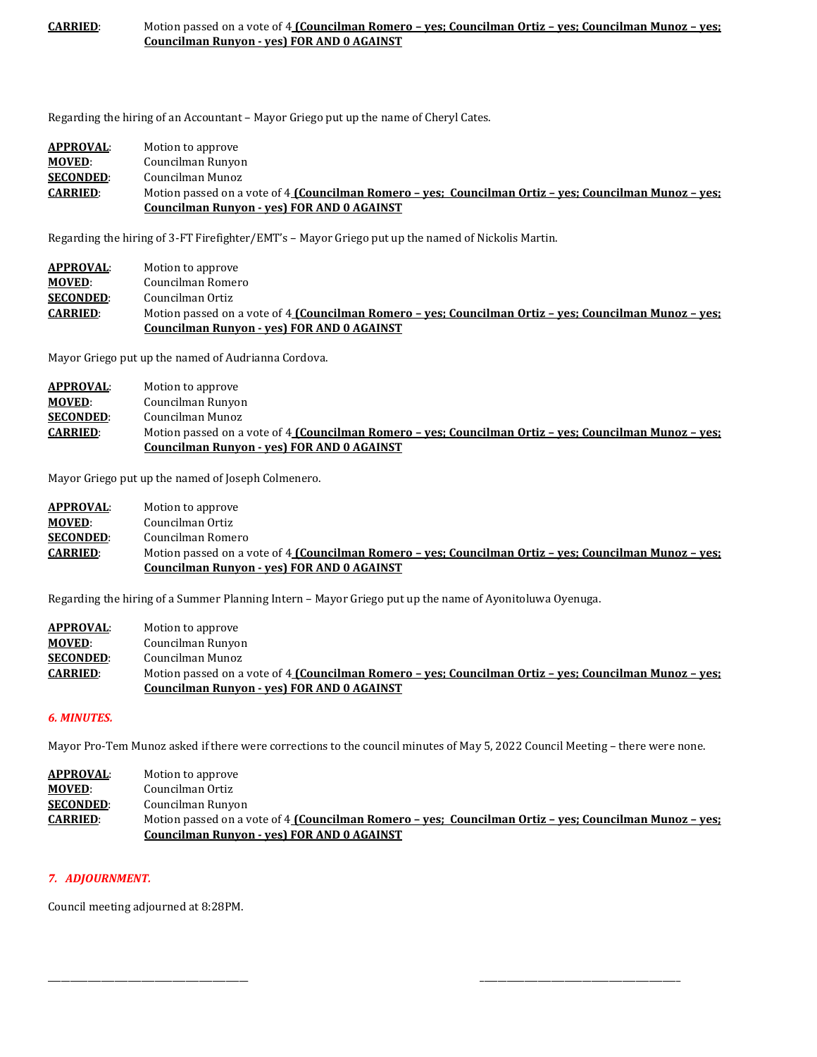**CARRIED**: Motion passed on a vote of 4 **(Councilman Romero – yes; Councilman Ortiz – yes; Councilman Munoz – yes; Councilman Runyon - yes) FOR AND 0 AGAINST**

Regarding the hiring of an Accountant – Mayor Griego put up the name of Cheryl Cates.

**APPROVAL**: Motion to approve
**MOVED**: Councilman Runyon
**SECONDED**: Councilman Munoz
**CARRIED**: Motion passed on a vote of 4 **(Councilman Romero – yes; Councilman Ortiz – yes; Councilman Munoz – yes; Councilman Runyon - yes) FOR AND 0 AGAINST**

Regarding the hiring of 3-FT Firefighter/EMT's – Mayor Griego put up the named of Nickolis Martin.

**APPROVAL**: Motion to approve
**MOVED**: Councilman Romero
**SECONDED**: Councilman Ortiz
**CARRIED**: Motion passed on a vote of 4 **(Councilman Romero – yes; Councilman Ortiz – yes; Councilman Munoz – yes; Councilman Runyon - yes) FOR AND 0 AGAINST**

Mayor Griego put up the named of Audrianna Cordova.

**APPROVAL**: Motion to approve
**MOVED**: Councilman Runyon
**SECONDED**: Councilman Munoz
**CARRIED**: Motion passed on a vote of 4 **(Councilman Romero – yes; Councilman Ortiz – yes; Councilman Munoz – yes; Councilman Runyon - yes) FOR AND 0 AGAINST**

Mayor Griego put up the named of Joseph Colmenero.

**APPROVAL**: Motion to approve
**MOVED**: Councilman Ortiz
**SECONDED**: Councilman Romero
**CARRIED**: Motion passed on a vote of 4 **(Councilman Romero – yes; Councilman Ortiz – yes; Councilman Munoz – yes; Councilman Runyon - yes) FOR AND 0 AGAINST**

Regarding the hiring of a Summer Planning Intern – Mayor Griego put up the name of Ayonitoluwa Oyenuga.

**APPROVAL**: Motion to approve
**MOVED**: Councilman Runyon
**SECONDED**: Councilman Munoz
**CARRIED**: Motion passed on a vote of 4 **(Councilman Romero – yes; Councilman Ortiz – yes; Councilman Munoz – yes; Councilman Runyon - yes) FOR AND 0 AGAINST**

***6. MINUTES.***

Mayor Pro-Tem Munoz asked if there were corrections to the council minutes of May 5, 2022 Council Meeting – there were none.

**APPROVAL**: Motion to approve
**MOVED**: Councilman Ortiz
**SECONDED**: Councilman Runyon
**CARRIED**: Motion passed on a vote of 4 **(Councilman Romero – yes; Councilman Ortiz – yes; Councilman Munoz – yes; Councilman Runyon - yes) FOR AND 0 AGAINST**

***7. ADJOURNMENT.***

Council meeting adjourned at 8:28PM.

\_\_\_\_\_\_\_\_\_\_\_\_\_\_\_\_\_\_\_\_\_\_\_\_\_\_\_\_\_\_\_\_\_\_\_\_ \_\_\_\_\_\_\_\_\_\_\_\_\_\_\_\_\_\_\_\_\_\_\_\_\_\_\_\_\_\_\_\_\_\_\_\_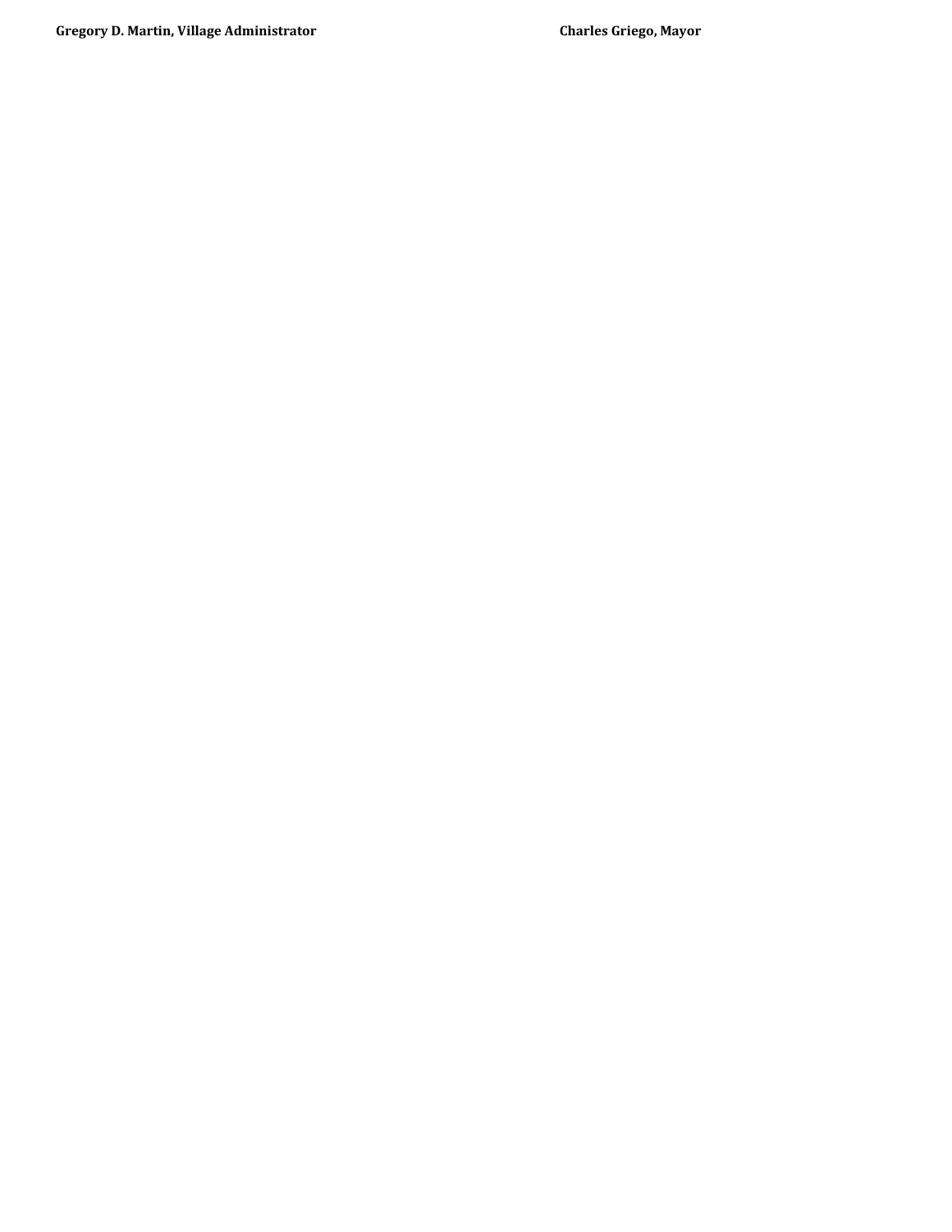**Gregory D. Martin, Village Administrator**

**Charles Griego, Mayor**